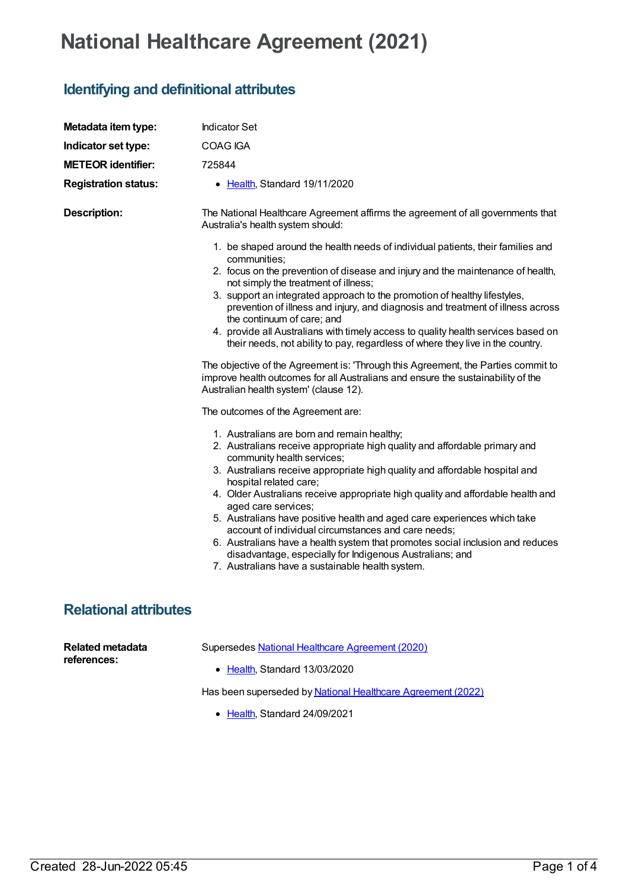# National Healthcare Agreement (2021)

## Identifying and definitional attributes

**Metadata item type:** Indicator Set

**Indicator set type:** COAG IGA

**METEOR identifier:** 725844

**Registration status:**

- Health, Standard 19/11/2020

**Description:**

The National Healthcare Agreement affirms the agreement of all governments that Australia's health system should:

1. be shaped around the health needs of individual patients, their families and communities;
2. focus on the prevention of disease and injury and the maintenance of health, not simply the treatment of illness;
3. support an integrated approach to the promotion of healthy lifestyles, prevention of illness and injury, and diagnosis and treatment of illness across the continuum of care; and
4. provide all Australians with timely access to quality health services based on their needs, not ability to pay, regardless of where they live in the country.

The objective of the Agreement is: 'Through this Agreement, the Parties commit to improve health outcomes for all Australians and ensure the sustainability of the Australian health system' (clause 12).

The outcomes of the Agreement are:

1. Australians are born and remain healthy;
2. Australians receive appropriate high quality and affordable primary and community health services;
3. Australians receive appropriate high quality and affordable hospital and hospital related care;
4. Older Australians receive appropriate high quality and affordable health and aged care services;
5. Australians have positive health and aged care experiences which take account of individual circumstances and care needs;
6. Australians have a health system that promotes social inclusion and reduces disadvantage, especially for Indigenous Australians; and
7. Australians have a sustainable health system.

## Relational attributes

**Related metadata references:**

Supersedes National Healthcare Agreement (2020)

- Health, Standard 13/03/2020

Has been superseded by National Healthcare Agreement (2022)

- Health, Standard 24/09/2021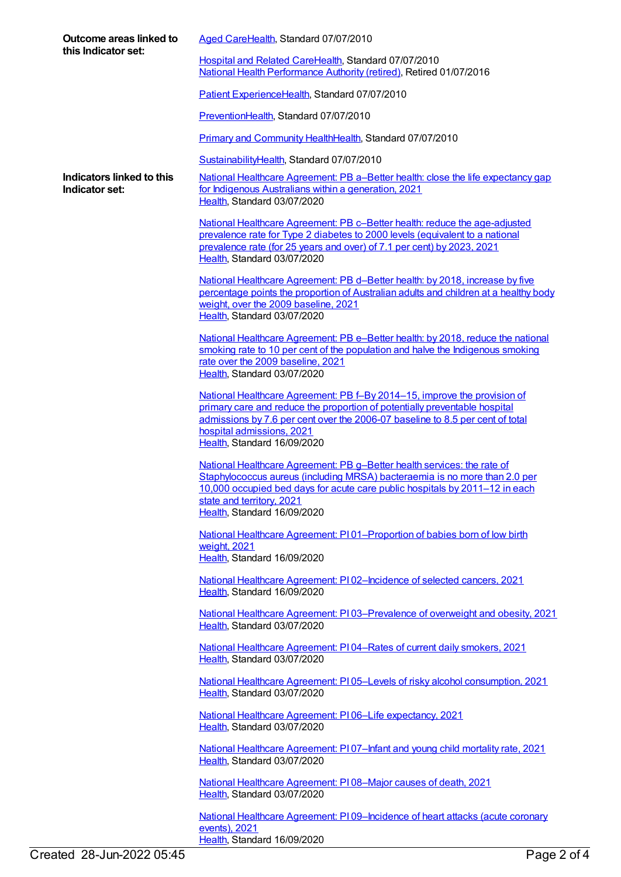**Outcome areas linked to this Indicator set:**

Aged CareHealth, Standard 07/07/2010

Hospital and Related CareHealth, Standard 07/07/2010
National Health Performance Authority (retired), Retired 01/07/2016

Patient ExperienceHealth, Standard 07/07/2010

PreventionHealth, Standard 07/07/2010

Primary and Community HealthHealth, Standard 07/07/2010

SustainabilityHealth, Standard 07/07/2010

**Indicators linked to this Indicator set:**

National Healthcare Agreement: PB a–Better health: close the life expectancy gap for Indigenous Australians within a generation, 2021
Health, Standard 03/07/2020

National Healthcare Agreement: PB c–Better health: reduce the age-adjusted prevalence rate for Type 2 diabetes to 2000 levels (equivalent to a national prevalence rate (for 25 years and over) of 7.1 per cent) by 2023, 2021
Health, Standard 03/07/2020

National Healthcare Agreement: PB d–Better health: by 2018, increase by five percentage points the proportion of Australian adults and children at a healthy body weight, over the 2009 baseline, 2021
Health, Standard 03/07/2020

National Healthcare Agreement: PB e–Better health: by 2018, reduce the national smoking rate to 10 per cent of the population and halve the Indigenous smoking rate over the 2009 baseline, 2021
Health, Standard 03/07/2020

National Healthcare Agreement: PB f–By 2014–15, improve the provision of primary care and reduce the proportion of potentially preventable hospital admissions by 7.6 per cent over the 2006-07 baseline to 8.5 per cent of total hospital admissions, 2021
Health, Standard 16/09/2020

National Healthcare Agreement: PB g–Better health services: the rate of Staphylococcus aureus (including MRSA) bacteraemia is no more than 2.0 per 10,000 occupied bed days for acute care public hospitals by 2011–12 in each state and territory, 2021
Health, Standard 16/09/2020

National Healthcare Agreement: PI 01–Proportion of babies born of low birth weight, 2021
Health, Standard 16/09/2020

National Healthcare Agreement: PI 02–Incidence of selected cancers, 2021
Health, Standard 16/09/2020

National Healthcare Agreement: PI 03–Prevalence of overweight and obesity, 2021
Health, Standard 03/07/2020

National Healthcare Agreement: PI 04–Rates of current daily smokers, 2021
Health, Standard 03/07/2020

National Healthcare Agreement: PI 05–Levels of risky alcohol consumption, 2021
Health, Standard 03/07/2020

National Healthcare Agreement: PI 06–Life expectancy, 2021
Health, Standard 03/07/2020

National Healthcare Agreement: PI 07–Infant and young child mortality rate, 2021
Health, Standard 03/07/2020

National Healthcare Agreement: PI 08–Major causes of death, 2021
Health, Standard 03/07/2020

National Healthcare Agreement: PI 09–Incidence of heart attacks (acute coronary events), 2021
Health, Standard 16/09/2020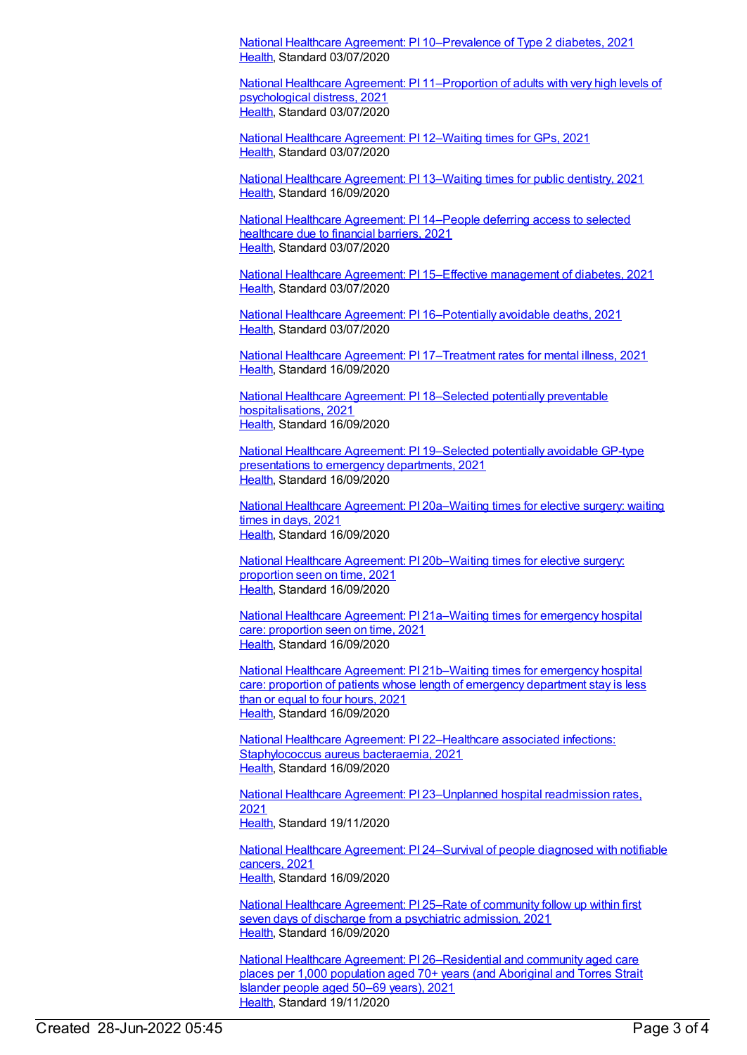National Healthcare Agreement: PI 10–Prevalence of Type 2 diabetes, 2021
Health, Standard 03/07/2020

National Healthcare Agreement: PI 11–Proportion of adults with very high levels of psychological distress, 2021
Health, Standard 03/07/2020

National Healthcare Agreement: PI 12–Waiting times for GPs, 2021
Health, Standard 03/07/2020

National Healthcare Agreement: PI 13–Waiting times for public dentistry, 2021
Health, Standard 16/09/2020

National Healthcare Agreement: PI 14–People deferring access to selected healthcare due to financial barriers, 2021
Health, Standard 03/07/2020

National Healthcare Agreement: PI 15–Effective management of diabetes, 2021
Health, Standard 03/07/2020

National Healthcare Agreement: PI 16–Potentially avoidable deaths, 2021
Health, Standard 03/07/2020

National Healthcare Agreement: PI 17–Treatment rates for mental illness, 2021
Health, Standard 16/09/2020

National Healthcare Agreement: PI 18–Selected potentially preventable hospitalisations, 2021
Health, Standard 16/09/2020

National Healthcare Agreement: PI 19–Selected potentially avoidable GP-type presentations to emergency departments, 2021
Health, Standard 16/09/2020

National Healthcare Agreement: PI 20a–Waiting times for elective surgery: waiting times in days, 2021
Health, Standard 16/09/2020

National Healthcare Agreement: PI 20b–Waiting times for elective surgery: proportion seen on time, 2021
Health, Standard 16/09/2020

National Healthcare Agreement: PI 21a–Waiting times for emergency hospital care: proportion seen on time, 2021
Health, Standard 16/09/2020

National Healthcare Agreement: PI 21b–Waiting times for emergency hospital care: proportion of patients whose length of emergency department stay is less than or equal to four hours, 2021
Health, Standard 16/09/2020

National Healthcare Agreement: PI 22–Healthcare associated infections: Staphylococcus aureus bacteraemia, 2021
Health, Standard 16/09/2020

National Healthcare Agreement: PI 23–Unplanned hospital readmission rates, 2021
Health, Standard 19/11/2020

National Healthcare Agreement: PI 24–Survival of people diagnosed with notifiable cancers, 2021
Health, Standard 16/09/2020

National Healthcare Agreement: PI 25–Rate of community follow up within first seven days of discharge from a psychiatric admission, 2021
Health, Standard 16/09/2020

National Healthcare Agreement: PI 26–Residential and community aged care places per 1,000 population aged 70+ years (and Aboriginal and Torres Strait Islander people aged 50–69 years), 2021
Health, Standard 19/11/2020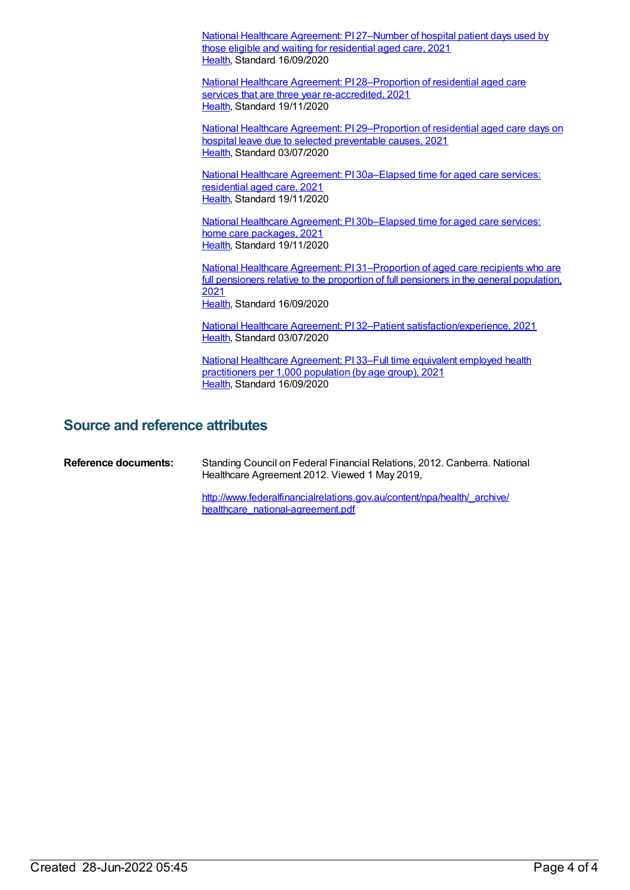[National Healthcare Agreement: PI 27–Number of hospital patient days used by those eligible and waiting for residential aged care, 2021](#)
[Health](#), Standard 16/09/2020

[National Healthcare Agreement: PI 28–Proportion of residential aged care services that are three year re-accredited, 2021](#)
[Health](#), Standard 19/11/2020

[National Healthcare Agreement: PI 29–Proportion of residential aged care days on hospital leave due to selected preventable causes, 2021](#)
[Health](#), Standard 03/07/2020

[National Healthcare Agreement: PI 30a–Elapsed time for aged care services: residential aged care, 2021](#)
[Health](#), Standard 19/11/2020

[National Healthcare Agreement: PI 30b–Elapsed time for aged care services: home care packages, 2021](#)
[Health](#), Standard 19/11/2020

[National Healthcare Agreement: PI 31–Proportion of aged care recipients who are full pensioners relative to the proportion of full pensioners in the general population, 2021](#)
[Health](#), Standard 16/09/2020

[National Healthcare Agreement: PI 32–Patient satisfaction/experience, 2021](#)
[Health](#), Standard 03/07/2020

[National Healthcare Agreement: PI 33–Full time equivalent employed health practitioners per 1,000 population (by age group), 2021](#)
[Health](#), Standard 16/09/2020

## Source and reference attributes

**Reference documents:** Standing Council on Federal Financial Relations, 2012. Canberra. National Healthcare Agreement 2012. Viewed 1 May 2019,

http://www.federalfinancialrelations.gov.au/content/npa/health/_archive/healthcare_national-agreement.pdf